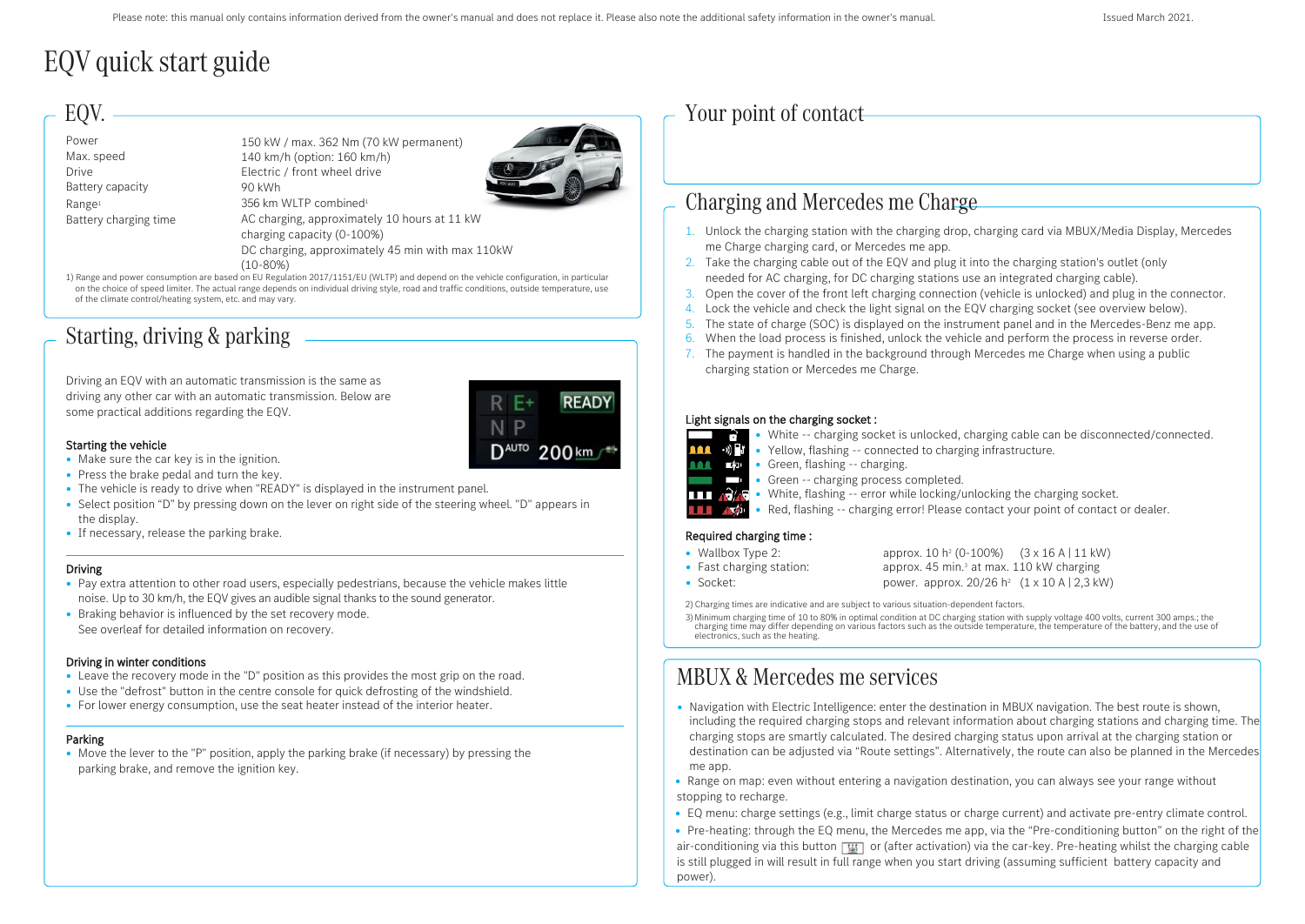Please note: this manual only contains information derived from the owner's manual and does not replace it. Please also note the additional safety information in the owner's manual.

Issued March 2021.

# EQV quick start guide

## EQV.

| | |
|---|---|
| Power | 150 kW / max. 362 Nm (70 kW permanent) |
| Max. speed | 140 km/h (option: 160 km/h) |
| Drive | Electric / front wheel drive |
| Battery capacity | 90 kWh |
| Range[1] | 356 km WLTP combined[1] |
| Battery charging time | AC charging, approximately 10 hours at 11 kW charging capacity (0-100%) |
| | DC charging, approximately 45 min with max 110kW (10-80%) |

1) Range and power consumption are based on EU Regulation 2017/1151/EU (WLTP) and depend on the vehicle configuration, in particular on the choice of speed limiter. The actual range depends on individual driving style, road and traffic conditions, outside temperature, use of the climate control/heating system, etc. and may vary.

## Starting, driving & parking

Driving an EQV with an automatic transmission is the same as driving any other car with an automatic transmission. Below are some practical additions regarding the EQV.

### Starting the vehicle

- Make sure the car key is in the ignition.
- Press the brake pedal and turn the key.
- The vehicle is ready to drive when "READY" is displayed in the instrument panel.
- Select position "D" by pressing down on the lever on right side of the steering wheel. "D" appears in the display.
- If necessary, release the parking brake.

### Driving

- Pay extra attention to other road users, especially pedestrians, because the vehicle makes little noise. Up to 30 km/h, the EQV gives an audible signal thanks to the sound generator.
- Braking behavior is influenced by the set recovery mode. See overleaf for detailed information on recovery.

### Driving in winter conditions

- Leave the recovery mode in the "D" position as this provides the most grip on the road.
- Use the "defrost" button in the centre console for quick defrosting of the windshield.
- For lower energy consumption, use the seat heater instead of the interior heater.

### Parking

- Move the lever to the "P" position, apply the parking brake (if necessary) by pressing the parking brake, and remove the ignition key.

## Your point of contact

## Charging and Mercedes me Charge

1. Unlock the charging station with the charging drop, charging card via MBUX/Media Display, Mercedes me Charge charging card, or Mercedes me app.
2. Take the charging cable out of the EQV and plug it into the charging station's outlet (only needed for AC charging, for DC charging stations use an integrated charging cable).
3. Open the cover of the front left charging connection (vehicle is unlocked) and plug in the connector.
4. Lock the vehicle and check the light signal on the EQV charging socket (see overview below).
5. The state of charge (SOC) is displayed on the instrument panel and in the Mercedes-Benz me app.
6. When the load process is finished, unlock the vehicle and perform the process in reverse order.
7. The payment is handled in the background through Mercedes me Charge when using a public charging station or Mercedes me Charge.

### Light signals on the charging socket :

- White -- charging socket is unlocked, charging cable can be disconnected/connected.
- Yellow, flashing -- connected to charging infrastructure.
- Green, flashing -- charging.
- Green -- charging process completed.
- White, flashing -- error while locking/unlocking the charging socket.
- Red, flashing -- charging error! Please contact your point of contact or dealer.

### Required charging time :

| | | |
|---|---|---|
| Wallbox Type 2: | approx. 10 h[2] (0-100%) | (3 x 16 A \| 11 kW) |
| Fast charging station: | approx. 45 min.[3] at max. 110 kW charging | |
| Socket: | power. approx. 20/26 h[2] | (1 x 10 A \| 2,3 kW) |

2) Charging times are indicative and are subject to various situation-dependent factors.

3) Minimum charging time of 10 to 80% in optimal condition at DC charging station with supply voltage 400 volts, current 300 amps.; the charging time may differ depending on various factors such as the outside temperature, the temperature of the battery, and the use of electronics, such as the heating.

## MBUX & Mercedes me services

- Navigation with Electric Intelligence: enter the destination in MBUX navigation. The best route is shown, including the required charging stops and relevant information about charging stations and charging time. The charging stops are smartly calculated. The desired charging status upon arrival at the charging station or destination can be adjusted via "Route settings". Alternatively, the route can also be planned in the Mercedes me app.
- Range on map: even without entering a navigation destination, you can always see your range without stopping to recharge.
- EQ menu: charge settings (e.g., limit charge status or charge current) and activate pre-entry climate control.
- Pre-heating: through the EQ menu, the Mercedes me app, via the "Pre-conditioning button" on the right of the air-conditioning via this button or (after activation) via the car-key. Pre-heating whilst the charging cable is still plugged in will result in full range when you start driving (assuming sufficient battery capacity and power).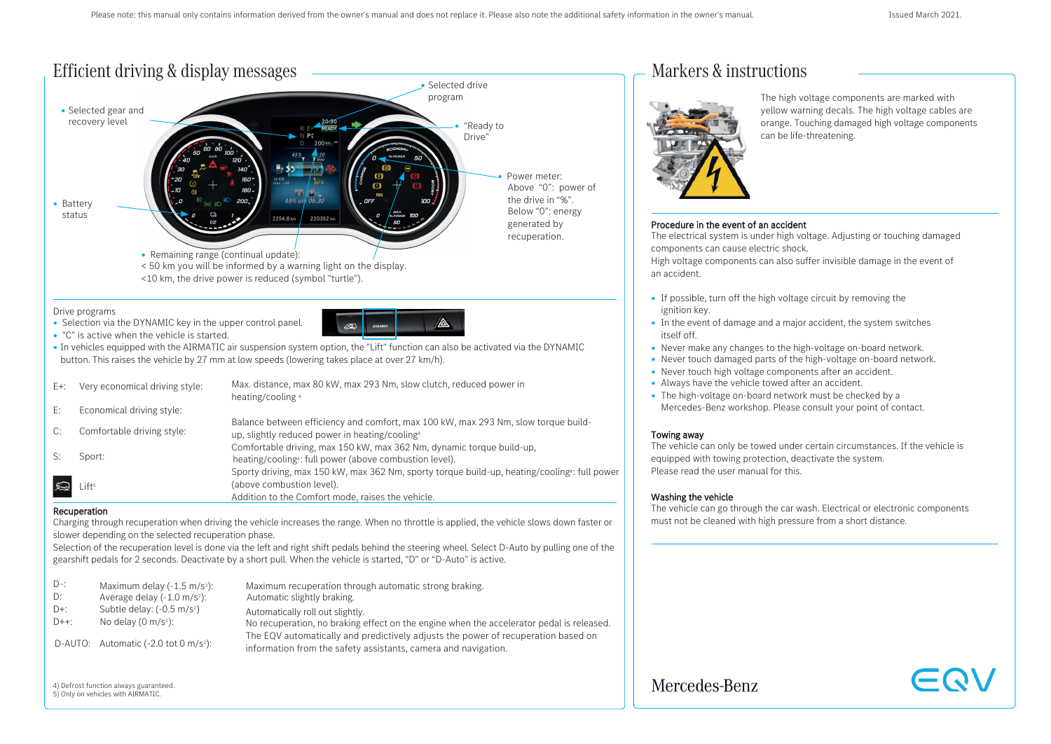Please note: this manual only contains information derived from the owner's manual and does not replace it. Please also note the additional safety information in the owner's manual.

Issued March 2021.

## Efficient driving & display messages

- Selected drive program
- Selected gear and recovery level
- "Ready to Drive"
- Power meter: Above "0": power of the drive in "%". Below "0": energy generated by recuperation.
- Battery status
- Remaining range (continual update): < 50 km you will be informed by a warning light on the display. <10 km, the drive power is reduced (symbol "turtle").

### Drive programs

- Selection via the DYNAMIC key in the upper control panel.
- "C" is active when the vehicle is started.
- In vehicles equipped with the AIRMATIC air suspension system option, the "Lift" function can also be activated via the DYNAMIC button. This raises the vehicle by 27 mm at low speeds (lowering takes place at over 27 km/h).

| | | |
|---|---|---|
| E+: | Very economical driving style: | Max. distance, max 80 kW, max 293 Nm, slow clutch, reduced power in heating/cooling [4] |
| E: | Economical driving style: | Balance between efficiency and comfort, max 100 kW, max 293 Nm, slow torque build-up, slightly reduced power in heating/cooling[4] |
| C: | Comfortable driving style: | Comfortable driving, max 150 kW, max 362 Nm, dynamic torque build-up, heating/cooling[4]: full power (above combustion level). |
| S: | Sport: | Sporty driving, max 150 kW, max 362 Nm, sporty torque build-up, heating/cooling[4]: full power (above combustion level). |
| | Lift[5] | Addition to the Comfort mode, raises the vehicle. |

### Recuperation

Charging through recuperation when driving the vehicle increases the range. When no throttle is applied, the vehicle slows down faster or slower depending on the selected recuperation phase.

Selection of the recuperation level is done via the left and right shift pedals behind the steering wheel. Select D-Auto by pulling one of the gearshift pedals for 2 seconds. Deactivate by a short pull. When the vehicle is started, "D" or "D-Auto" is active.

| | | |
|---|---|---|
| D-: | Maximum delay (-1.5 m/s²): | Maximum recuperation through automatic strong braking. |
| D: | Average delay (-1.0 m/s²): | Automatic slightly braking. |
| D+: | Subtle delay: (-0.5 m/s²) | Automatically roll out slightly. |
| D++: | No delay (0 m/s²): | No recuperation, no braking effect on the engine when the accelerator pedal is released. |
| D-AUTO: | Automatic (-2.0 tot 0 m/s²): | The EQV automatically and predictively adjusts the power of recuperation based on information from the safety assistants, camera and navigation. |

4) Defrost function always guaranteed.
5) Only on vehicles with AIRMATIC.

## Markers & instructions

The high voltage components are marked with yellow warning decals. The high voltage cables are orange. Touching damaged high voltage components can be life-threatening.

### Procedure in the event of an accident

The electrical system is under high voltage. Adjusting or touching damaged components can cause electric shock.
High voltage components can also suffer invisible damage in the event of an accident.

- If possible, turn off the high voltage circuit by removing the ignition key.
- In the event of damage and a major accident, the system switches itself off.
- Never make any changes to the high-voltage on-board network.
- Never touch damaged parts of the high-voltage on-board network.
- Never touch high voltage components after an accident.
- Always have the vehicle towed after an accident.
- The high-voltage on-board network must be checked by a Mercedes-Benz workshop. Please consult your point of contact.

### Towing away

The vehicle can only be towed under certain circumstances. If the vehicle is equipped with towing protection, deactivate the system.
Please read the user manual for this.

### Washing the vehicle

The vehicle can go through the car wash. Electrical or electronic components must not be cleaned with high pressure from a short distance.

Mercedes-Benz

EQV